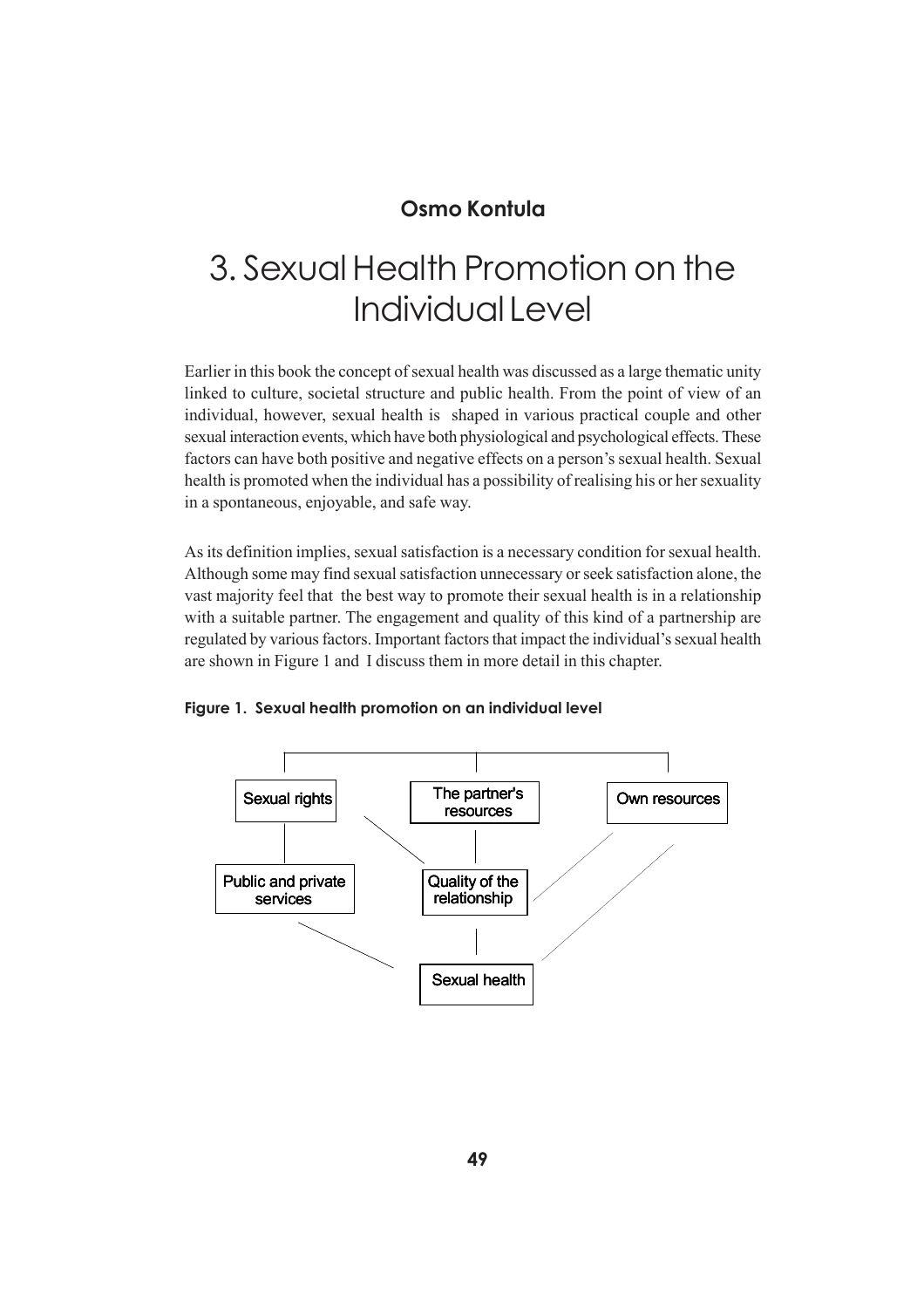**Osmo Kontula**

# 3. Sexual Health Promotion on the Individual Level

Earlier in this book the concept of sexual health was discussed as a large thematic unity linked to culture, societal structure and public health. From the point of view of an individual, however, sexual health is shaped in various practical couple and other sexual interaction events, which have both physiological and psychological effects. These factors can have both positive and negative effects on a person's sexual health. Sexual health is promoted when the individual has a possibility of realising his or her sexuality in a spontaneous, enjoyable, and safe way.

As its definition implies, sexual satisfaction is a necessary condition for sexual health. Although some may find sexual satisfaction unnecessary or seek satisfaction alone, the vast majority feel that the best way to promote their sexual health is in a relationship with a suitable partner. The engagement and quality of this kind of a partnership are regulated by various factors. Important factors that impact the individual's sexual health are shown in Figure 1 and I discuss them in more detail in this chapter.

**Figure 1. Sexual health promotion on an individual level**

Sexual rights | The partner's resources | Own resources

Public and private services | Quality of the relationship

Sexual health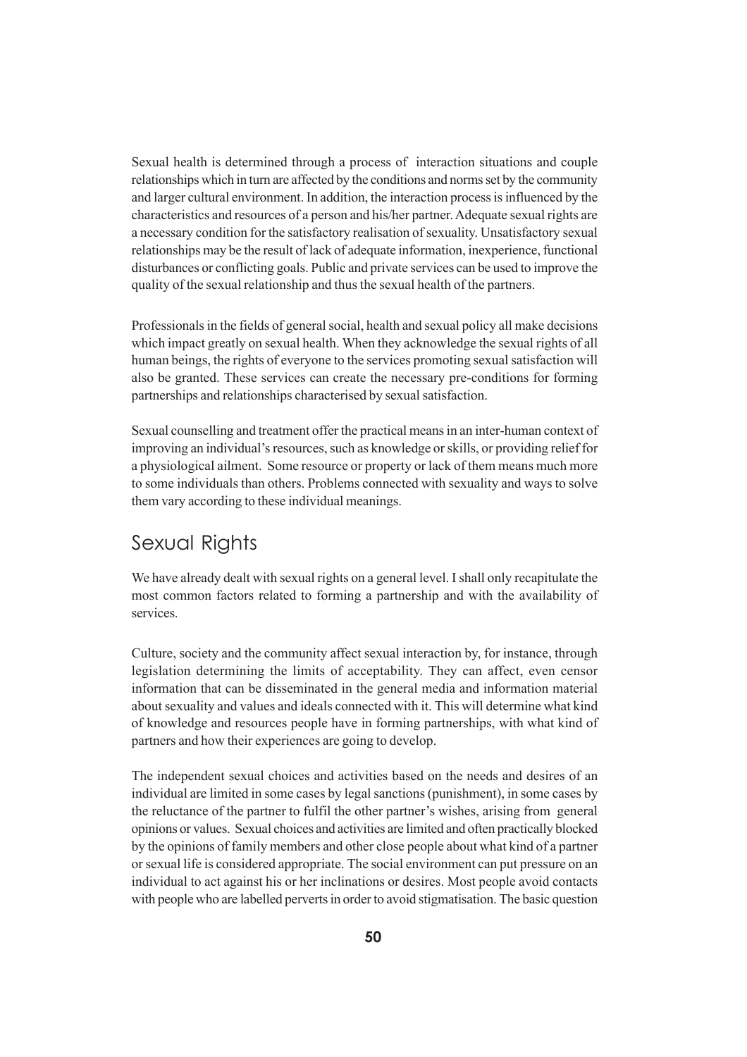Sexual health is determined through a process of interaction situations and couple relationships which in turn are affected by the conditions and norms set by the community and larger cultural environment. In addition, the interaction process is influenced by the characteristics and resources of a person and his/her partner. Adequate sexual rights are a necessary condition for the satisfactory realisation of sexuality. Unsatisfactory sexual relationships may be the result of lack of adequate information, inexperience, functional disturbances or conflicting goals. Public and private services can be used to improve the quality of the sexual relationship and thus the sexual health of the partners.

Professionals in the fields of general social, health and sexual policy all make decisions which impact greatly on sexual health. When they acknowledge the sexual rights of all human beings, the rights of everyone to the services promoting sexual satisfaction will also be granted. These services can create the necessary pre-conditions for forming partnerships and relationships characterised by sexual satisfaction.

Sexual counselling and treatment offer the practical means in an inter-human context of improving an individual's resources, such as knowledge or skills, or providing relief for a physiological ailment. Some resource or property or lack of them means much more to some individuals than others. Problems connected with sexuality and ways to solve them vary according to these individual meanings.

## Sexual Rights

We have already dealt with sexual rights on a general level. I shall only recapitulate the most common factors related to forming a partnership and with the availability of services.

Culture, society and the community affect sexual interaction by, for instance, through legislation determining the limits of acceptability. They can affect, even censor information that can be disseminated in the general media and information material about sexuality and values and ideals connected with it. This will determine what kind of knowledge and resources people have in forming partnerships, with what kind of partners and how their experiences are going to develop.

The independent sexual choices and activities based on the needs and desires of an individual are limited in some cases by legal sanctions (punishment), in some cases by the reluctance of the partner to fulfil the other partner's wishes, arising from general opinions or values. Sexual choices and activities are limited and often practically blocked by the opinions of family members and other close people about what kind of a partner or sexual life is considered appropriate. The social environment can put pressure on an individual to act against his or her inclinations or desires. Most people avoid contacts with people who are labelled perverts in order to avoid stigmatisation. The basic question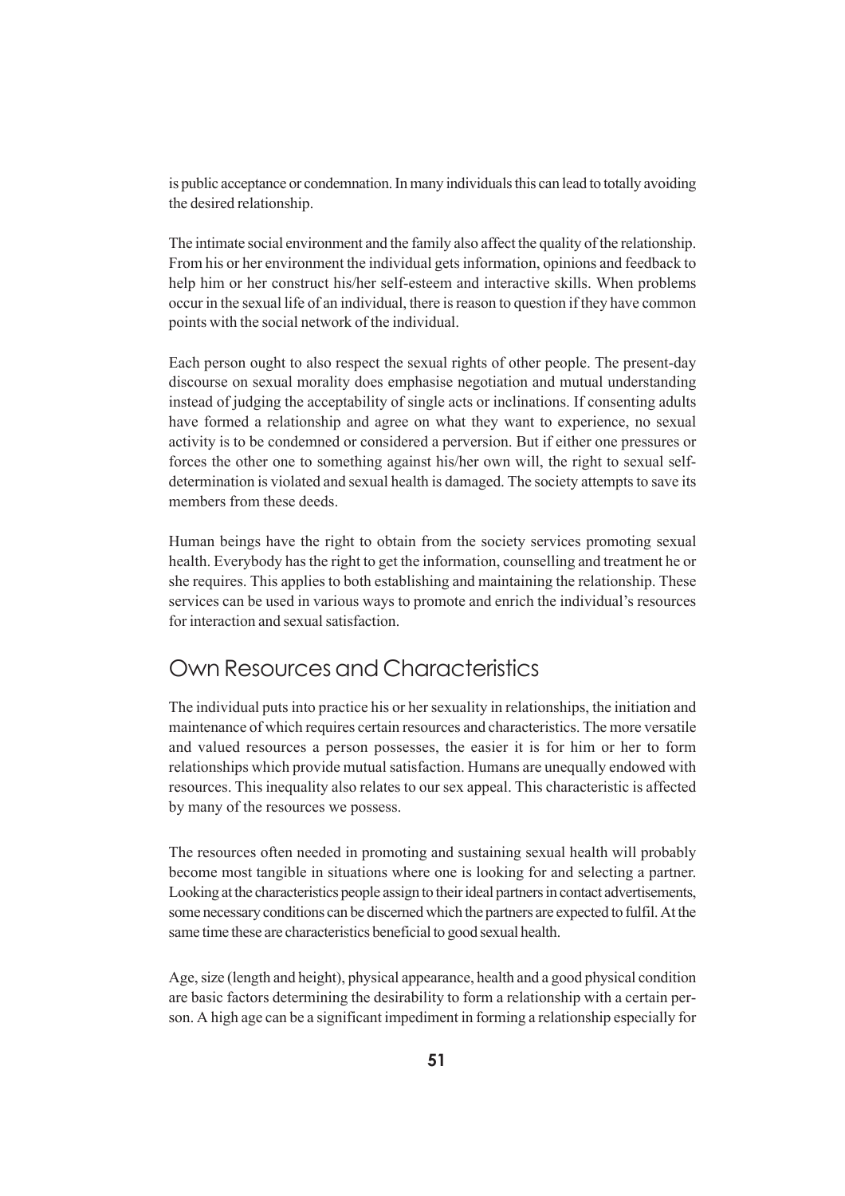is public acceptance or condemnation. In many individuals this can lead to totally avoiding the desired relationship.

The intimate social environment and the family also affect the quality of the relationship. From his or her environment the individual gets information, opinions and feedback to help him or her construct his/her self-esteem and interactive skills. When problems occur in the sexual life of an individual, there is reason to question if they have common points with the social network of the individual.

Each person ought to also respect the sexual rights of other people. The present-day discourse on sexual morality does emphasise negotiation and mutual understanding instead of judging the acceptability of single acts or inclinations. If consenting adults have formed a relationship and agree on what they want to experience, no sexual activity is to be condemned or considered a perversion. But if either one pressures or forces the other one to something against his/her own will, the right to sexual self-determination is violated and sexual health is damaged. The society attempts to save its members from these deeds.

Human beings have the right to obtain from the society services promoting sexual health. Everybody has the right to get the information, counselling and treatment he or she requires. This applies to both establishing and maintaining the relationship. These services can be used in various ways to promote and enrich the individual's resources for interaction and sexual satisfaction.

## Own Resources and Characteristics

The individual puts into practice his or her sexuality in relationships, the initiation and maintenance of which requires certain resources and characteristics. The more versatile and valued resources a person possesses, the easier it is for him or her to form relationships which provide mutual satisfaction. Humans are unequally endowed with resources. This inequality also relates to our sex appeal. This characteristic is affected by many of the resources we possess.

The resources often needed in promoting and sustaining sexual health will probably become most tangible in situations where one is looking for and selecting a partner. Looking at the characteristics people assign to their ideal partners in contact advertisements, some necessary conditions can be discerned which the partners are expected to fulfil. At the same time these are characteristics beneficial to good sexual health.

Age, size (length and height), physical appearance, health and a good physical condition are basic factors determining the desirability to form a relationship with a certain person. A high age can be a significant impediment in forming a relationship especially for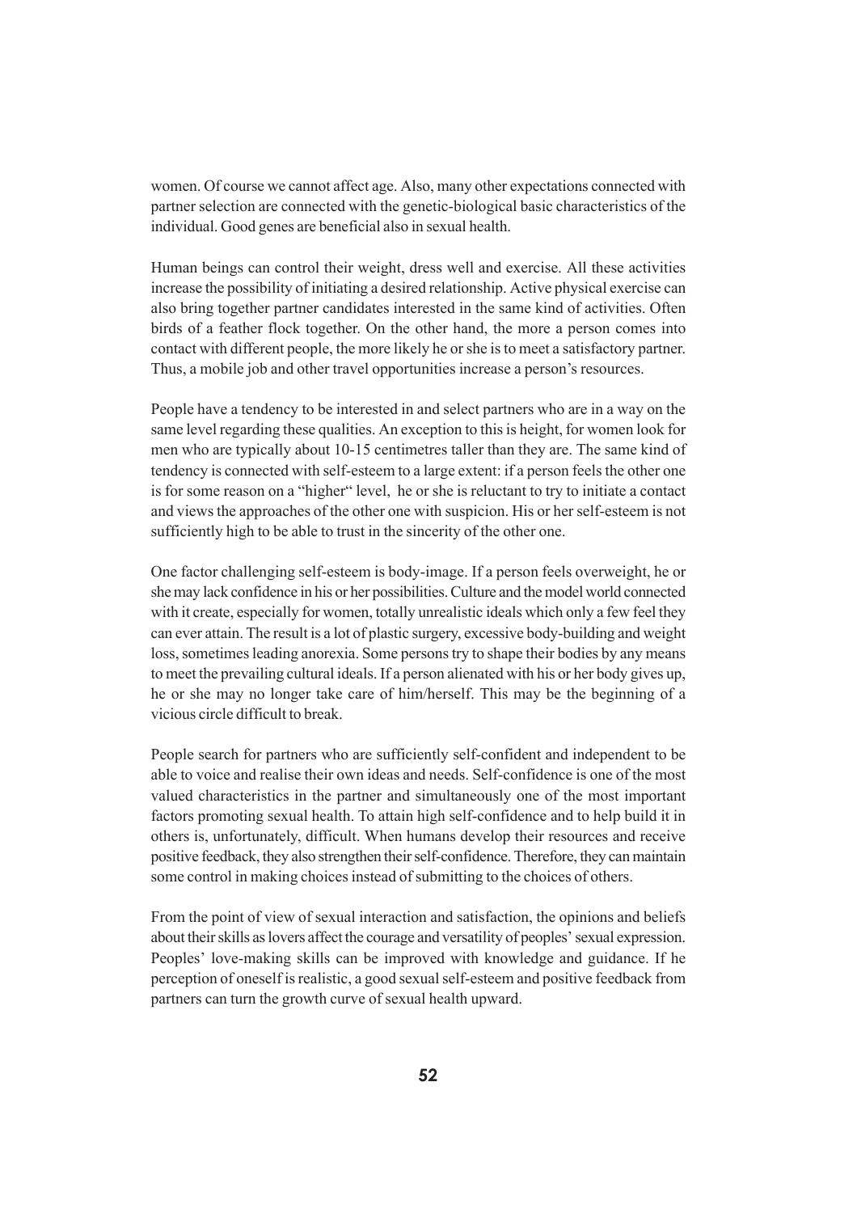women. Of course we cannot affect age. Also, many other expectations connected with partner selection are connected with the genetic-biological basic characteristics of the individual. Good genes are beneficial also in sexual health.

Human beings can control their weight, dress well and exercise. All these activities increase the possibility of initiating a desired relationship. Active physical exercise can also bring together partner candidates interested in the same kind of activities. Often birds of a feather flock together. On the other hand, the more a person comes into contact with different people, the more likely he or she is to meet a satisfactory partner. Thus, a mobile job and other travel opportunities increase a person's resources.

People have a tendency to be interested in and select partners who are in a way on the same level regarding these qualities. An exception to this is height, for women look for men who are typically about 10-15 centimetres taller than they are. The same kind of tendency is connected with self-esteem to a large extent: if a person feels the other one is for some reason on a "higher" level, he or she is reluctant to try to initiate a contact and views the approaches of the other one with suspicion. His or her self-esteem is not sufficiently high to be able to trust in the sincerity of the other one.

One factor challenging self-esteem is body-image. If a person feels overweight, he or she may lack confidence in his or her possibilities. Culture and the model world connected with it create, especially for women, totally unrealistic ideals which only a few feel they can ever attain. The result is a lot of plastic surgery, excessive body-building and weight loss, sometimes leading anorexia. Some persons try to shape their bodies by any means to meet the prevailing cultural ideals. If a person alienated with his or her body gives up, he or she may no longer take care of him/herself. This may be the beginning of a vicious circle difficult to break.

People search for partners who are sufficiently self-confident and independent to be able to voice and realise their own ideas and needs. Self-confidence is one of the most valued characteristics in the partner and simultaneously one of the most important factors promoting sexual health. To attain high self-confidence and to help build it in others is, unfortunately, difficult. When humans develop their resources and receive positive feedback, they also strengthen their self-confidence. Therefore, they can maintain some control in making choices instead of submitting to the choices of others.

From the point of view of sexual interaction and satisfaction, the opinions and beliefs about their skills as lovers affect the courage and versatility of peoples' sexual expression. Peoples' love-making skills can be improved with knowledge and guidance. If he perception of oneself is realistic, a good sexual self-esteem and positive feedback from partners can turn the growth curve of sexual health upward.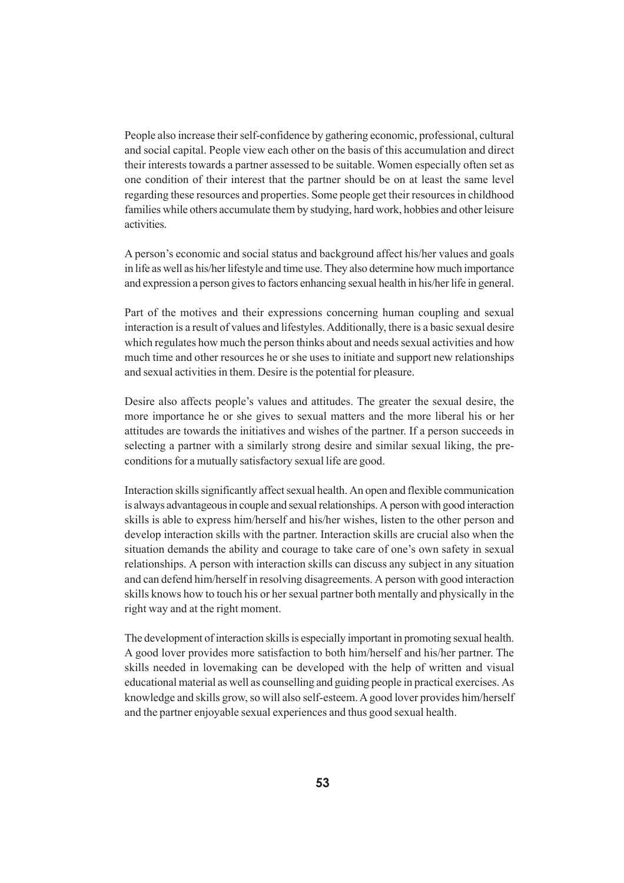People also increase their self-confidence by gathering economic, professional, cultural and social capital. People view each other on the basis of this accumulation and direct their interests towards a partner assessed to be suitable. Women especially often set as one condition of their interest that the partner should be on at least the same level regarding these resources and properties. Some people get their resources in childhood families while others accumulate them by studying, hard work, hobbies and other leisure activities.

A person's economic and social status and background affect his/her values and goals in life as well as his/her lifestyle and time use. They also determine how much importance and expression a person gives to factors enhancing sexual health in his/her life in general.

Part of the motives and their expressions concerning human coupling and sexual interaction is a result of values and lifestyles. Additionally, there is a basic sexual desire which regulates how much the person thinks about and needs sexual activities and how much time and other resources he or she uses to initiate and support new relationships and sexual activities in them. Desire is the potential for pleasure.

Desire also affects people's values and attitudes. The greater the sexual desire, the more importance he or she gives to sexual matters and the more liberal his or her attitudes are towards the initiatives and wishes of the partner. If a person succeeds in selecting a partner with a similarly strong desire and similar sexual liking, the pre-conditions for a mutually satisfactory sexual life are good.

Interaction skills significantly affect sexual health. An open and flexible communication is always advantageous in couple and sexual relationships. A person with good interaction skills is able to express him/herself and his/her wishes, listen to the other person and develop interaction skills with the partner. Interaction skills are crucial also when the situation demands the ability and courage to take care of one's own safety in sexual relationships. A person with interaction skills can discuss any subject in any situation and can defend him/herself in resolving disagreements. A person with good interaction skills knows how to touch his or her sexual partner both mentally and physically in the right way and at the right moment.

The development of interaction skills is especially important in promoting sexual health. A good lover provides more satisfaction to both him/herself and his/her partner. The skills needed in lovemaking can be developed with the help of written and visual educational material as well as counselling and guiding people in practical exercises. As knowledge and skills grow, so will also self-esteem. A good lover provides him/herself and the partner enjoyable sexual experiences and thus good sexual health.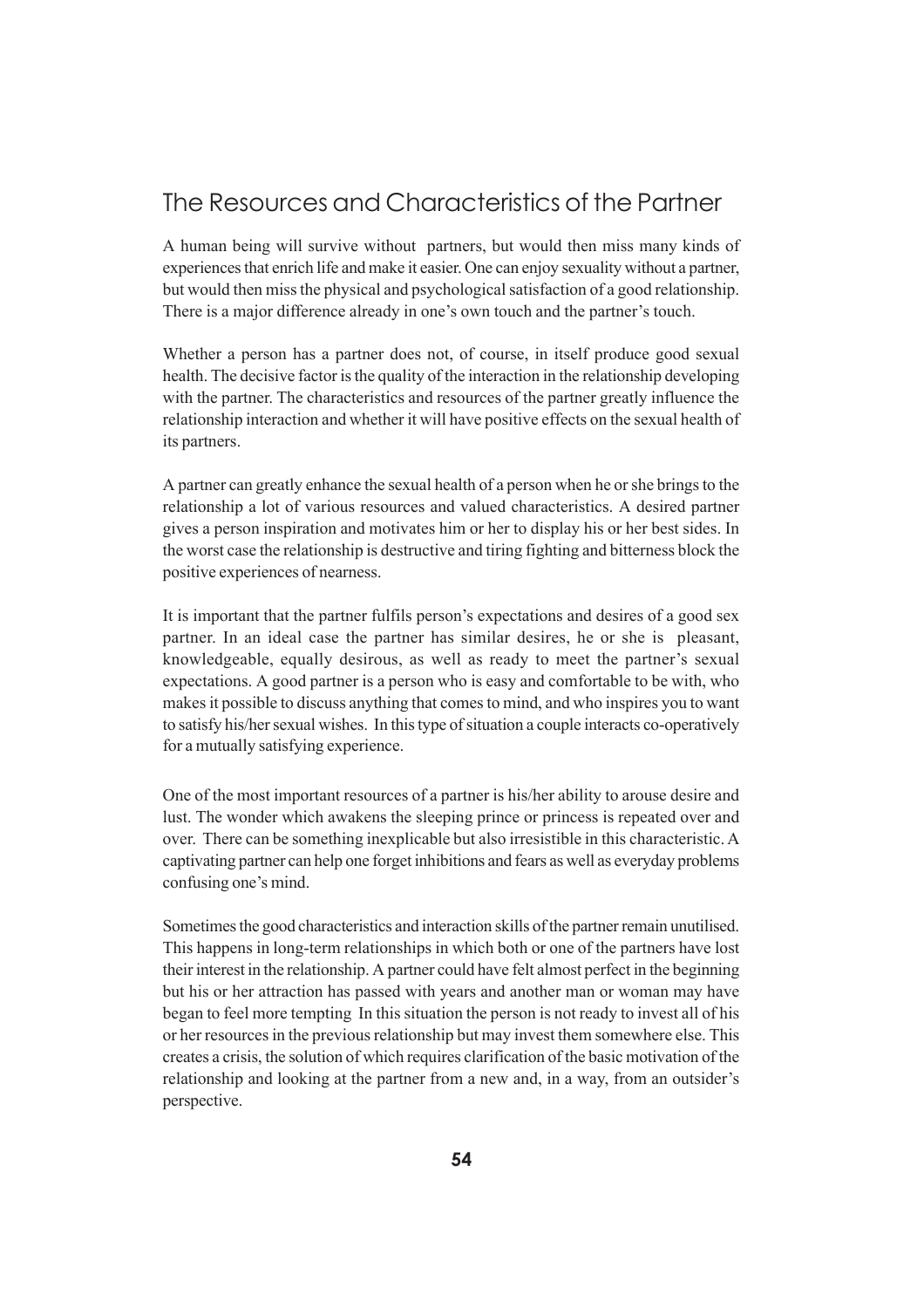## The Resources and Characteristics of the Partner

A human being will survive without partners, but would then miss many kinds of experiences that enrich life and make it easier. One can enjoy sexuality without a partner, but would then miss the physical and psychological satisfaction of a good relationship. There is a major difference already in one's own touch and the partner's touch.

Whether a person has a partner does not, of course, in itself produce good sexual health. The decisive factor is the quality of the interaction in the relationship developing with the partner. The characteristics and resources of the partner greatly influence the relationship interaction and whether it will have positive effects on the sexual health of its partners.

A partner can greatly enhance the sexual health of a person when he or she brings to the relationship a lot of various resources and valued characteristics. A desired partner gives a person inspiration and motivates him or her to display his or her best sides. In the worst case the relationship is destructive and tiring fighting and bitterness block the positive experiences of nearness.

It is important that the partner fulfils person's expectations and desires of a good sex partner. In an ideal case the partner has similar desires, he or she is pleasant, knowledgeable, equally desirous, as well as ready to meet the partner's sexual expectations. A good partner is a person who is easy and comfortable to be with, who makes it possible to discuss anything that comes to mind, and who inspires you to want to satisfy his/her sexual wishes. In this type of situation a couple interacts co-operatively for a mutually satisfying experience.

One of the most important resources of a partner is his/her ability to arouse desire and lust. The wonder which awakens the sleeping prince or princess is repeated over and over. There can be something inexplicable but also irresistible in this characteristic. A captivating partner can help one forget inhibitions and fears as well as everyday problems confusing one's mind.

Sometimes the good characteristics and interaction skills of the partner remain unutilised. This happens in long-term relationships in which both or one of the partners have lost their interest in the relationship. A partner could have felt almost perfect in the beginning but his or her attraction has passed with years and another man or woman may have began to feel more tempting In this situation the person is not ready to invest all of his or her resources in the previous relationship but may invest them somewhere else. This creates a crisis, the solution of which requires clarification of the basic motivation of the relationship and looking at the partner from a new and, in a way, from an outsider's perspective.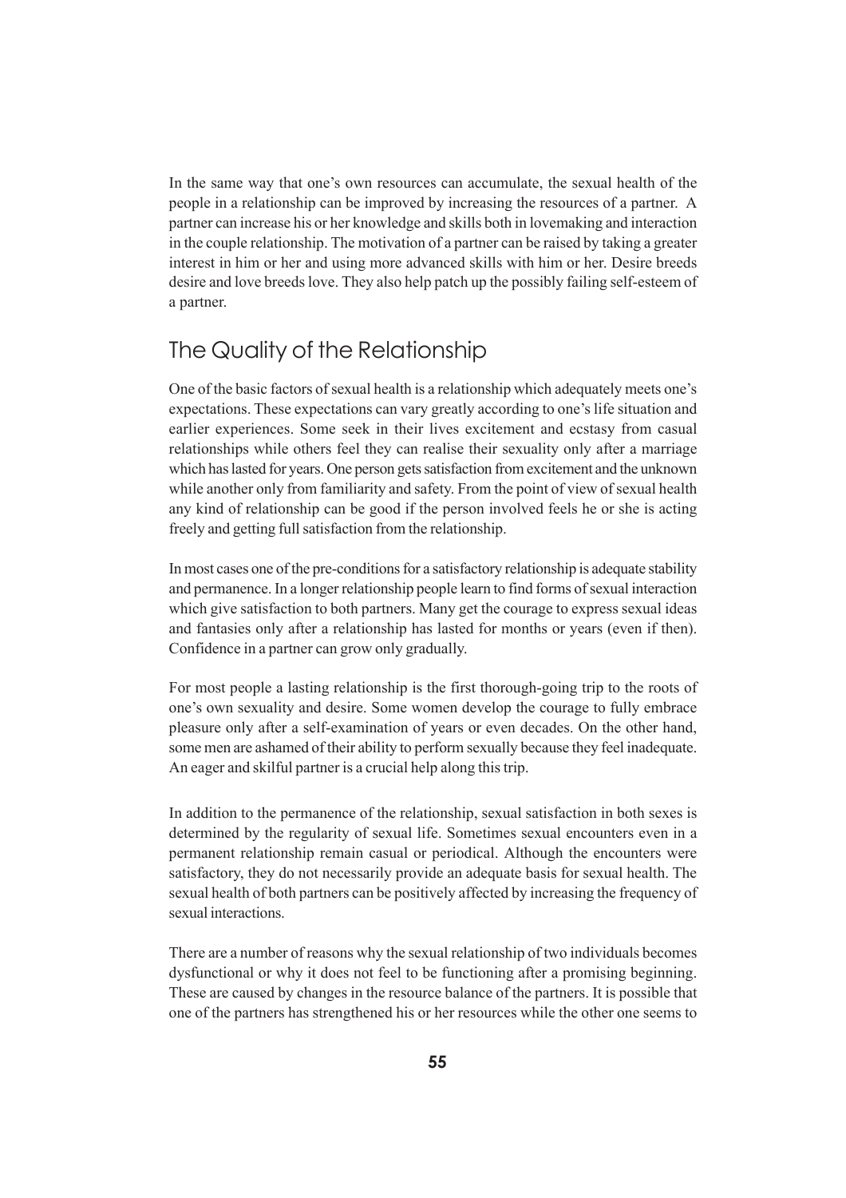In the same way that one's own resources can accumulate, the sexual health of the people in a relationship can be improved by increasing the resources of a partner. A partner can increase his or her knowledge and skills both in lovemaking and interaction in the couple relationship. The motivation of a partner can be raised by taking a greater interest in him or her and using more advanced skills with him or her. Desire breeds desire and love breeds love. They also help patch up the possibly failing self-esteem of a partner.

## The Quality of the Relationship

One of the basic factors of sexual health is a relationship which adequately meets one's expectations. These expectations can vary greatly according to one's life situation and earlier experiences. Some seek in their lives excitement and ecstasy from casual relationships while others feel they can realise their sexuality only after a marriage which has lasted for years. One person gets satisfaction from excitement and the unknown while another only from familiarity and safety. From the point of view of sexual health any kind of relationship can be good if the person involved feels he or she is acting freely and getting full satisfaction from the relationship.

In most cases one of the pre-conditions for a satisfactory relationship is adequate stability and permanence. In a longer relationship people learn to find forms of sexual interaction which give satisfaction to both partners. Many get the courage to express sexual ideas and fantasies only after a relationship has lasted for months or years (even if then). Confidence in a partner can grow only gradually.

For most people a lasting relationship is the first thorough-going trip to the roots of one's own sexuality and desire. Some women develop the courage to fully embrace pleasure only after a self-examination of years or even decades. On the other hand, some men are ashamed of their ability to perform sexually because they feel inadequate. An eager and skilful partner is a crucial help along this trip.

In addition to the permanence of the relationship, sexual satisfaction in both sexes is determined by the regularity of sexual life. Sometimes sexual encounters even in a permanent relationship remain casual or periodical. Although the encounters were satisfactory, they do not necessarily provide an adequate basis for sexual health. The sexual health of both partners can be positively affected by increasing the frequency of sexual interactions.

There are a number of reasons why the sexual relationship of two individuals becomes dysfunctional or why it does not feel to be functioning after a promising beginning. These are caused by changes in the resource balance of the partners. It is possible that one of the partners has strengthened his or her resources while the other one seems to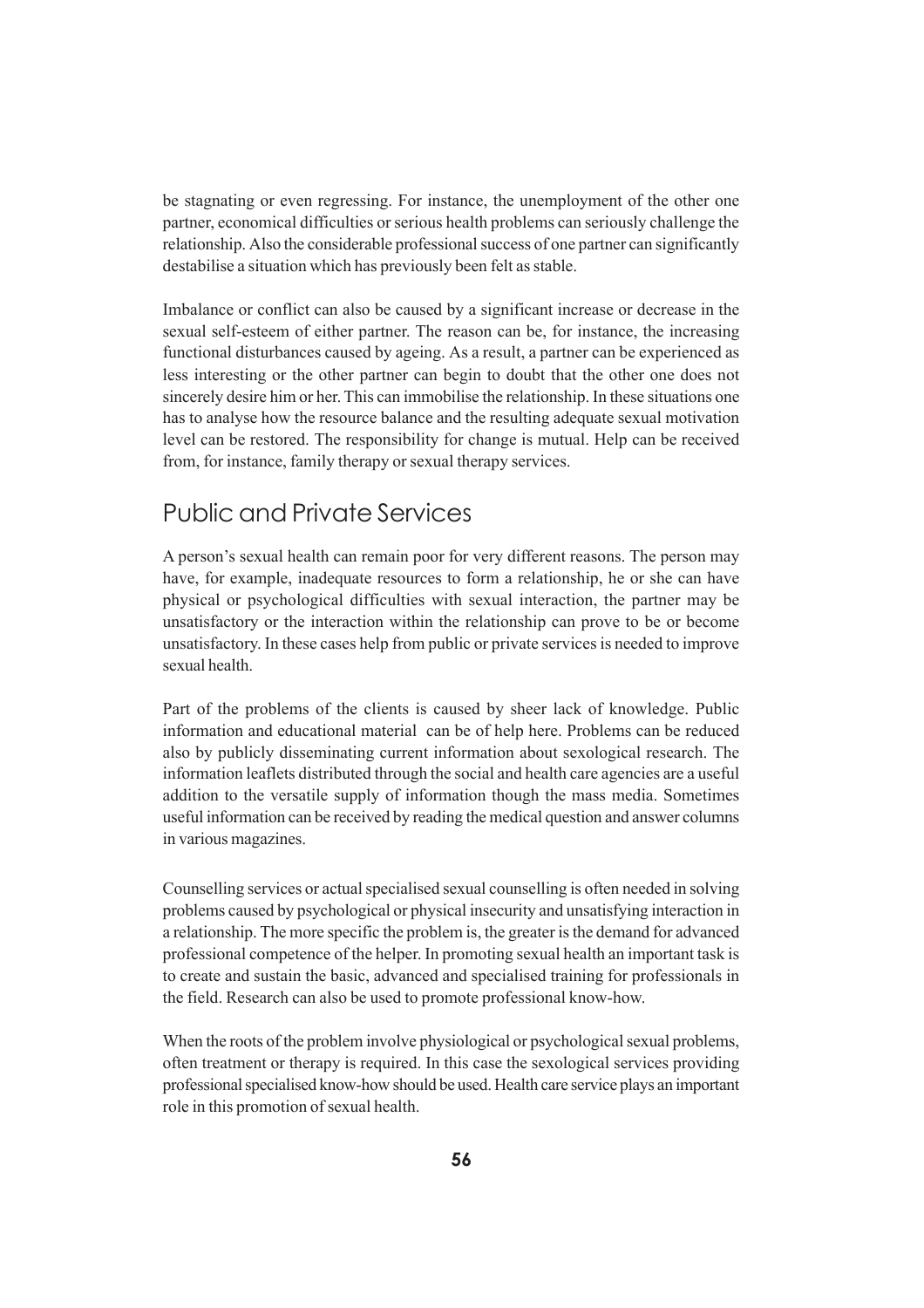be stagnating or even regressing. For instance, the unemployment of the other one partner, economical difficulties or serious health problems can seriously challenge the relationship. Also the considerable professional success of one partner can significantly destabilise a situation which has previously been felt as stable.

Imbalance or conflict can also be caused by a significant increase or decrease in the sexual self-esteem of either partner. The reason can be, for instance, the increasing functional disturbances caused by ageing. As a result, a partner can be experienced as less interesting or the other partner can begin to doubt that the other one does not sincerely desire him or her. This can immobilise the relationship. In these situations one has to analyse how the resource balance and the resulting adequate sexual motivation level can be restored. The responsibility for change is mutual. Help can be received from, for instance, family therapy or sexual therapy services.

## Public and Private Services

A person's sexual health can remain poor for very different reasons. The person may have, for example, inadequate resources to form a relationship, he or she can have physical or psychological difficulties with sexual interaction, the partner may be unsatisfactory or the interaction within the relationship can prove to be or become unsatisfactory. In these cases help from public or private services is needed to improve sexual health.

Part of the problems of the clients is caused by sheer lack of knowledge. Public information and educational material can be of help here. Problems can be reduced also by publicly disseminating current information about sexological research. The information leaflets distributed through the social and health care agencies are a useful addition to the versatile supply of information though the mass media. Sometimes useful information can be received by reading the medical question and answer columns in various magazines.

Counselling services or actual specialised sexual counselling is often needed in solving problems caused by psychological or physical insecurity and unsatisfying interaction in a relationship. The more specific the problem is, the greater is the demand for advanced professional competence of the helper. In promoting sexual health an important task is to create and sustain the basic, advanced and specialised training for professionals in the field. Research can also be used to promote professional know-how.

When the roots of the problem involve physiological or psychological sexual problems, often treatment or therapy is required. In this case the sexological services providing professional specialised know-how should be used. Health care service plays an important role in this promotion of sexual health.